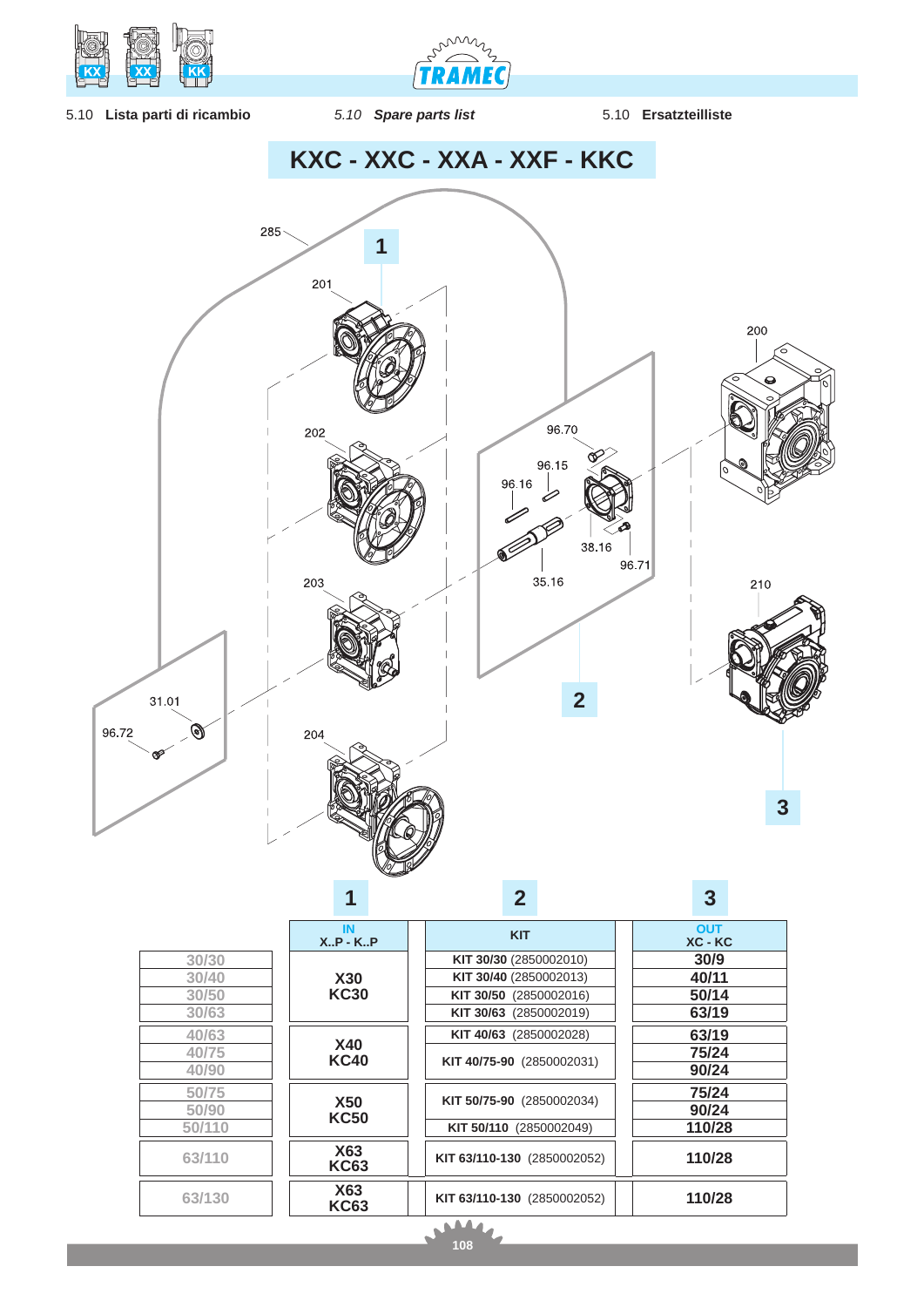5.10 **Lista parti di ricambio** 5.10 ***Spare parts list*** 5.10 **Ersatzteilliste**

# KXC - XXC - XXA - XXF - KKC

285

**1**

201

202

203

204

31.01

96.72

96.70

96.15

96.16

38.16

96.71

35.16

**2**

200

210

**3**

| | 1 | 2 | 3 |
|---|---|---|---|
| | **IN** X..P - K..P | **KIT** | **OUT** XC - KC |
| 30/30 | **X30 KC30** | **KIT 30/30** (2850002010) | **30/9** |
| 30/40 | | **KIT 30/40** (2850002013) | **40/11** |
| 30/50 | | **KIT 30/50** (2850002016) | **50/14** |
| 30/63 | | **KIT 30/63** (2850002019) | **63/19** |
| 40/63 | **X40 KC40** | **KIT 40/63** (2850002028) | **63/19** |
| 40/75 | | **KIT 40/75-90** (2850002031) | **75/24** |
| 40/90 | | | **90/24** |
| 50/75 | **X50 KC50** | **KIT 50/75-90** (2850002034) | **75/24** |
| 50/90 | | | **90/24** |
| 50/110 | | **KIT 50/110** (2850002049) | **110/28** |
| 63/110 | **X63 KC63** | **KIT 63/110-130** (2850002052) | **110/28** |
| 63/130 | **X63 KC63** | **KIT 63/110-130** (2850002052) | **110/28** |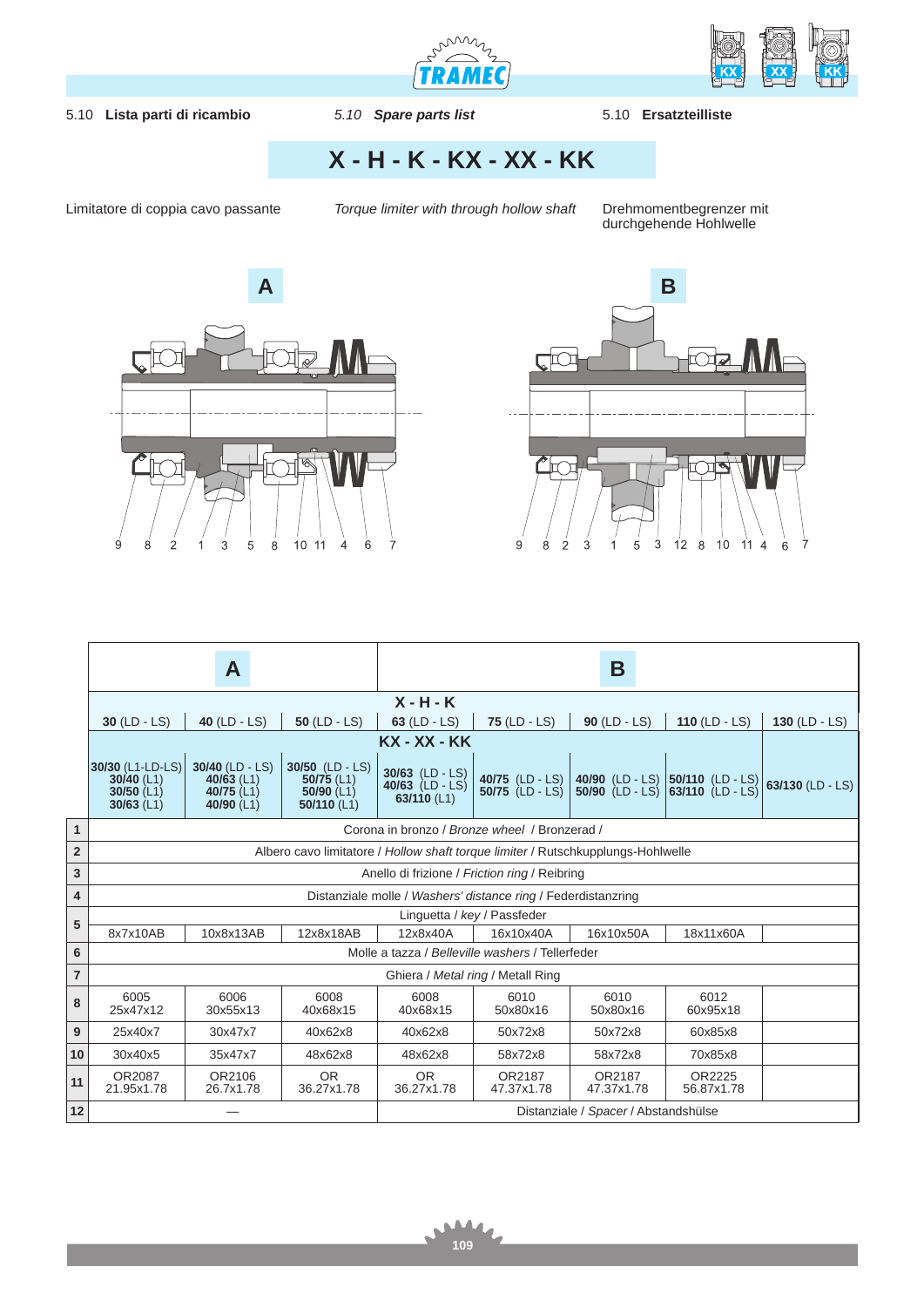5.10 **Lista parti di ricambio** | 5.10 ***Spare parts list*** | 5.10 **Ersatzteilliste**

## X - H - K - KX - XX - KK

Limitatore di coppia cavo passante | *Torque limiter with through hollow shaft* | Drehmomentbegrenzer mit durchgehende Hohlwelle

**A**

9 8 2 1 3 5 8 10 11 4 6 7

**B**

9 8 2 3 1 5 3 12 8 10 11 4 6 7

| | A | | | B | | | | |
|---|---|---|---|---|---|---|---|---|
| | **X - H - K** | | | | | | | |
| | **30** (LD - LS) | **40** (LD - LS) | **50** (LD - LS) | **63** (LD - LS) | **75** (LD - LS) | **90** (LD - LS) | **110** (LD - LS) | **130** (LD - LS) |
| | **KX - XX - KK** | | | | | | | |
| | **30/30** (L1-LD-LS) **30/40** (L1) **30/50** (L1) **30/63** (L1) | **30/40** (LD - LS) **40/63** (L1) **40/75** (L1) **40/90** (L1) | **30/50** (LD - LS) **50/75** (L1) **50/90** (L1) **50/110** (L1) | **30/63** (LD - LS) **40/63** (LD - LS) **63/110** (L1) | **40/75** (LD - LS) **50/75** (LD - LS) | **40/90** (LD - LS) **50/90** (LD - LS) | **50/110** (LD - LS) **63/110** (LD - LS) | **63/130** (LD - LS) |
| **1** | Corona in bronzo / *Bronze wheel* / Bronzerad / | | | | | | | |
| **2** | Albero cavo limitatore / *Hollow shaft torque limiter* / Rutschkupplungs-Hohlwelle | | | | | | | |
| **3** | Anello di frizione / *Friction ring* / Reibring | | | | | | | |
| **4** | Distanziale molle / *Washers' distance ring* / Federdistanzring | | | | | | | |
| **5** | Linguetta / *key* / Passfeder | | | | | | | |
| | 8x7x10AB | 10x8x13AB | 12x8x18AB | 12x8x40A | 16x10x40A | 16x10x50A | 18x11x60A | |
| **6** | Molle a tazza / *Belleville washers* / Tellerfeder | | | | | | | |
| **7** | Ghiera / *Metal ring* / Metall Ring | | | | | | | |
| **8** | 6005 25x47x12 | 6006 30x55x13 | 6008 40x68x15 | 6008 40x68x15 | 6010 50x80x16 | 6010 50x80x16 | 6012 60x95x18 | |
| **9** | 25x40x7 | 30x47x7 | 40x62x8 | 40x62x8 | 50x72x8 | 50x72x8 | 60x85x8 | |
| **10** | 30x40x5 | 35x47x7 | 48x62x8 | 48x62x8 | 58x72x8 | 58x72x8 | 70x85x8 | |
| **11** | OR2087 21.95x1.78 | OR2106 26.7x1.78 | OR 36.27x1.78 | OR 36.27x1.78 | OR2187 47.37x1.78 | OR2187 47.37x1.78 | OR2225 56.87x1.78 | |
| **12** | — | | | Distanziale / *Spacer* / Abstandshülse | | | | |